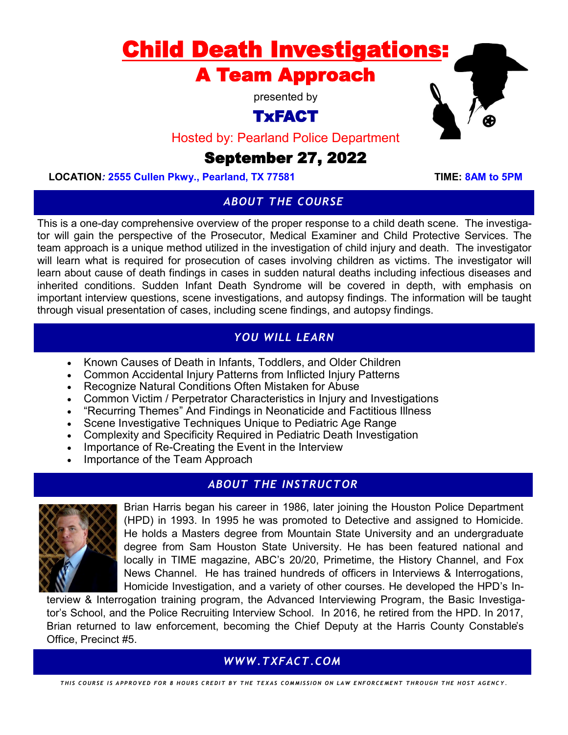# Child Death Investigations:

## A Team Approach

presented by

## TxFACT

Hosted by: Pearland Police Department

## September 27, 2022

**LOCATION: 2555 Cullen Pkwy., Pearland, TX 77581** **TIME: 8AM to 5PM**

### *ABOUT THE COURSE*

This is a one-day comprehensive overview of the proper response to a child death scene. The investigator will gain the perspective of the Prosecutor, Medical Examiner and Child Protective Services. The team approach is a unique method utilized in the investigation of child injury and death. The investigator will learn what is required for prosecution of cases involving children as victims. The investigator will learn about cause of death findings in cases in sudden natural deaths including infectious diseases and inherited conditions. Sudden Infant Death Syndrome will be covered in depth, with emphasis on important interview questions, scene investigations, and autopsy findings. The information will be taught through visual presentation of cases, including scene findings, and autopsy findings.

### *YOU WILL LEARN*

- Known Causes of Death in Infants, Toddlers, and Older Children
- Common Accidental Injury Patterns from Inflicted Injury Patterns
- Recognize Natural Conditions Often Mistaken for Abuse
- Common Victim / Perpetrator Characteristics in Injury and Investigations
- "Recurring Themes" And Findings in Neonaticide and Factitious Illness
- Scene Investigative Techniques Unique to Pediatric Age Range
- Complexity and Specificity Required in Pediatric Death Investigation
- Importance of Re-Creating the Event in the Interview
- Importance of the Team Approach

### *ABOUT THE INSTRUCTOR*

Brian Harris began his career in 1986, later joining the Houston Police Department (HPD) in 1993. In 1995 he was promoted to Detective and assigned to Homicide. He holds a Masters degree from Mountain State University and an undergraduate degree from Sam Houston State University. He has been featured national and locally in TIME magazine, ABC's 20/20, Primetime, the History Channel, and Fox News Channel. He has trained hundreds of officers in Interviews & Interrogations, Homicide Investigation, and a variety of other courses. He developed the HPD's Interview & Interrogation training program, the Advanced Interviewing Program, the Basic Investigator's School, and the Police Recruiting Interview School. In 2016, he retired from the HPD. In 2017, Brian returned to law enforcement, becoming the Chief Deputy at the Harris County Constable's Office, Precinct #5.

### *WWW.TXFACT.COM*

*THIS COURSE IS APPROVED FOR 8 HOURS CREDIT BY THE TEXAS COMMISSION ON LAW ENFORCEMENT THROUGH THE HOST AGENCY.*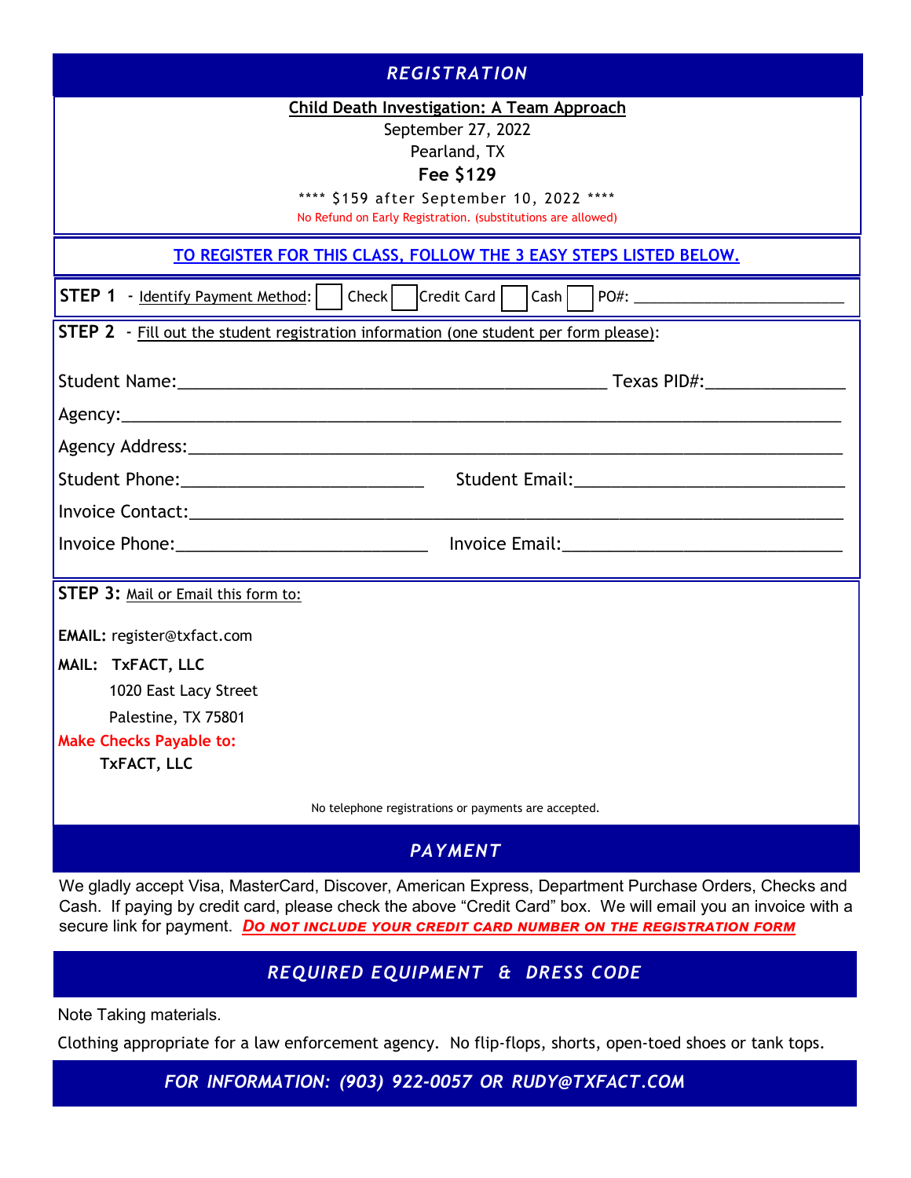## *REGISTRATION*

**Child Death Investigation: A Team Approach**

September 27, 2022

Pearland, TX

**Fee $129**

**** $159 after September 10, 2022 ****

No Refund on Early Registration. (substitutions are allowed)

**TO REGISTER FOR THIS CLASS, FOLLOW THE 3 EASY STEPS LISTED BELOW.**

**STEP 1** - Identify Payment Method: ☐ Check ☐ Credit Card ☐ Cash ☐ PO#: ________________________

**STEP 2** - Fill out the student registration information (one student per form please):

Student Name:______________________________________________ Texas PID#:______________

Agency:______________________________________________________________________________

Agency Address:______________________________________________________________________

Student Phone:__________________________ Student Email:_____________________________

Invoice Contact:_____________________________________________________________________

Invoice Phone:__________________________ Invoice Email:______________________________

**STEP 3:** Mail or Email this form to:

**EMAIL:** register@txfact.com

**MAIL: TxFACT, LLC**

1020 East Lacy Street

Palestine, TX 75801

**Make Checks Payable to:**

**TxFACT, LLC**

No telephone registrations or payments are accepted.

## *PAYMENT*

We gladly accept Visa, MasterCard, Discover, American Express, Department Purchase Orders, Checks and Cash. If paying by credit card, please check the above "Credit Card" box. We will email you an invoice with a secure link for payment. ***DO NOT INCLUDE YOUR CREDIT CARD NUMBER ON THE REGISTRATION FORM***

## *REQUIRED EQUIPMENT & DRESS CODE*

Note Taking materials.

Clothing appropriate for a law enforcement agency. No flip-flops, shorts, open-toed shoes or tank tops.

*FOR INFORMATION: (903) 922-0057 OR RUDY@TXFACT.COM*